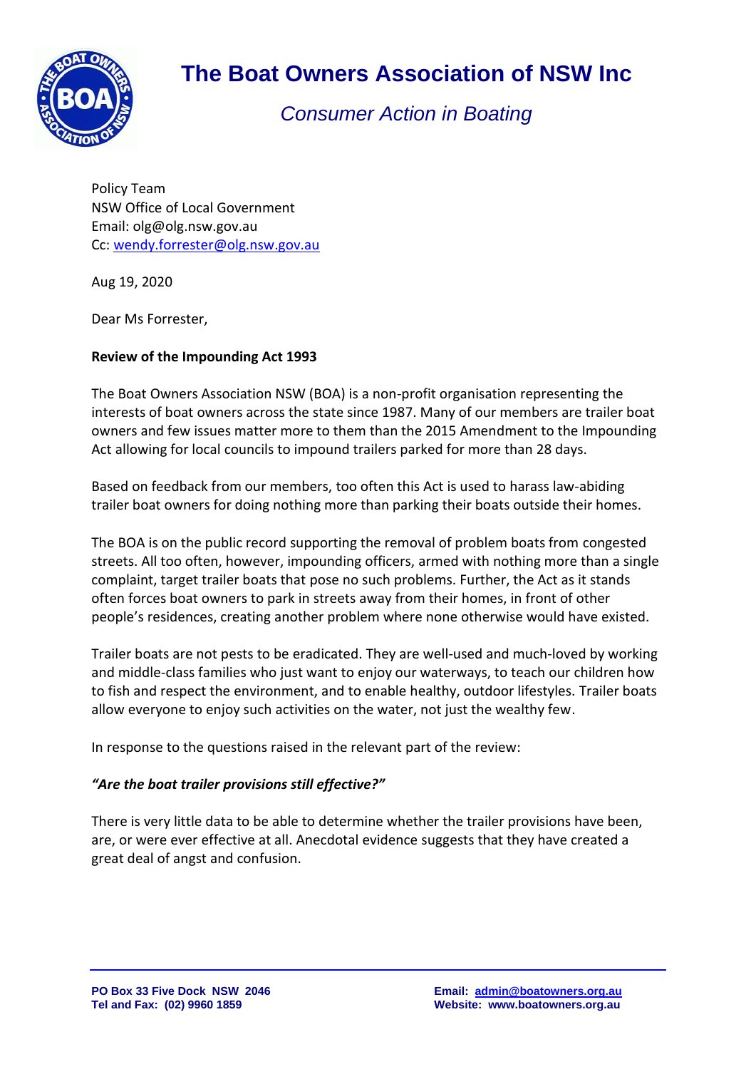# The Boat Owners Association of NSW Inc

*Consumer Action in Boating*

Policy Team
NSW Office of Local Government
Email: olg@olg.nsw.gov.au
Cc: wendy.forrester@olg.nsw.gov.au

Aug 19, 2020

Dear Ms Forrester,

**Review of the Impounding Act 1993**

The Boat Owners Association NSW (BOA) is a non-profit organisation representing the interests of boat owners across the state since 1987. Many of our members are trailer boat owners and few issues matter more to them than the 2015 Amendment to the Impounding Act allowing for local councils to impound trailers parked for more than 28 days.

Based on feedback from our members, too often this Act is used to harass law-abiding trailer boat owners for doing nothing more than parking their boats outside their homes.

The BOA is on the public record supporting the removal of problem boats from congested streets. All too often, however, impounding officers, armed with nothing more than a single complaint, target trailer boats that pose no such problems. Further, the Act as it stands often forces boat owners to park in streets away from their homes, in front of other people's residences, creating another problem where none otherwise would have existed.

Trailer boats are not pests to be eradicated. They are well-used and much-loved by working and middle-class families who just want to enjoy our waterways, to teach our children how to fish and respect the environment, and to enable healthy, outdoor lifestyles. Trailer boats allow everyone to enjoy such activities on the water, not just the wealthy few.

In response to the questions raised in the relevant part of the review:

***"Are the boat trailer provisions still effective?"***

There is very little data to be able to determine whether the trailer provisions have been, are, or were ever effective at all. Anecdotal evidence suggests that they have created a great deal of angst and confusion.

**PO Box 33 Five Dock NSW 2046**
**Tel and Fax: (02) 9960 1859**

**Email: admin@boatowners.org.au**
**Website: www.boatowners.org.au**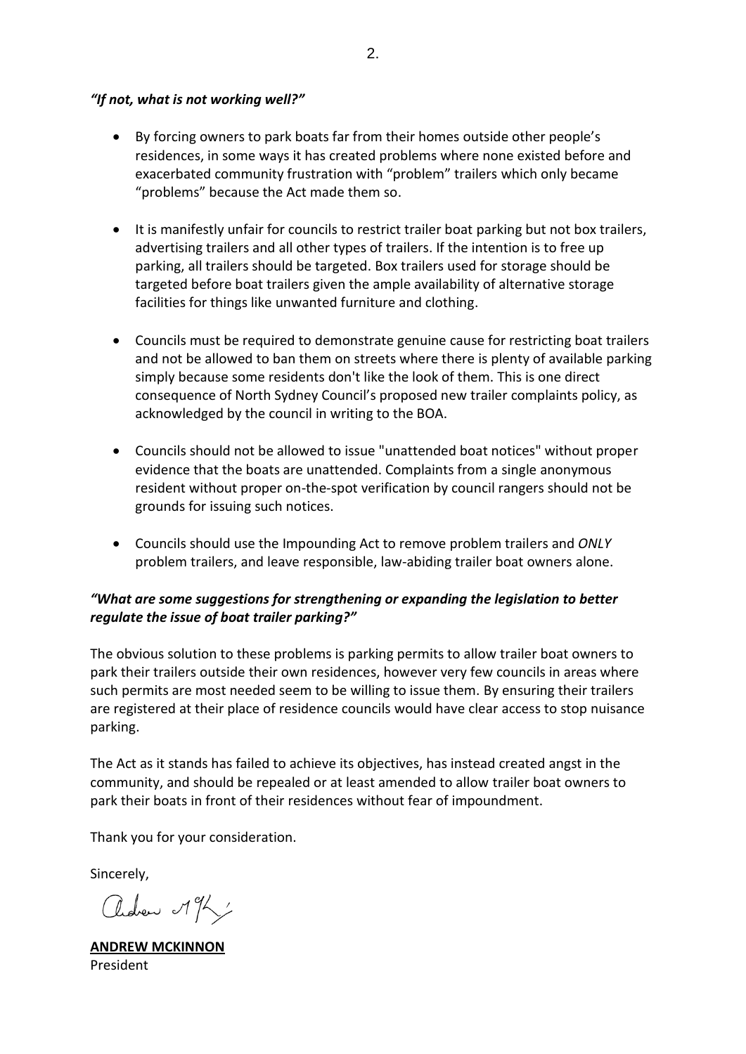***"If not, what is not working well?"***

- By forcing owners to park boats far from their homes outside other people's residences, in some ways it has created problems where none existed before and exacerbated community frustration with "problem" trailers which only became "problems" because the Act made them so.

- It is manifestly unfair for councils to restrict trailer boat parking but not box trailers, advertising trailers and all other types of trailers. If the intention is to free up parking, all trailers should be targeted. Box trailers used for storage should be targeted before boat trailers given the ample availability of alternative storage facilities for things like unwanted furniture and clothing.

- Councils must be required to demonstrate genuine cause for restricting boat trailers and not be allowed to ban them on streets where there is plenty of available parking simply because some residents don't like the look of them. This is one direct consequence of North Sydney Council's proposed new trailer complaints policy, as acknowledged by the council in writing to the BOA.

- Councils should not be allowed to issue "unattended boat notices" without proper evidence that the boats are unattended. Complaints from a single anonymous resident without proper on-the-spot verification by council rangers should not be grounds for issuing such notices.

- Councils should use the Impounding Act to remove problem trailers and *ONLY* problem trailers, and leave responsible, law-abiding trailer boat owners alone.

***"What are some suggestions for strengthening or expanding the legislation to better regulate the issue of boat trailer parking?"***

The obvious solution to these problems is parking permits to allow trailer boat owners to park their trailers outside their own residences, however very few councils in areas where such permits are most needed seem to be willing to issue them. By ensuring their trailers are registered at their place of residence councils would have clear access to stop nuisance parking.

The Act as it stands has failed to achieve its objectives, has instead created angst in the community, and should be repealed or at least amended to allow trailer boat owners to park their boats in front of their residences without fear of impoundment.

Thank you for your consideration.

Sincerely,

**ANDREW MCKINNON**
President